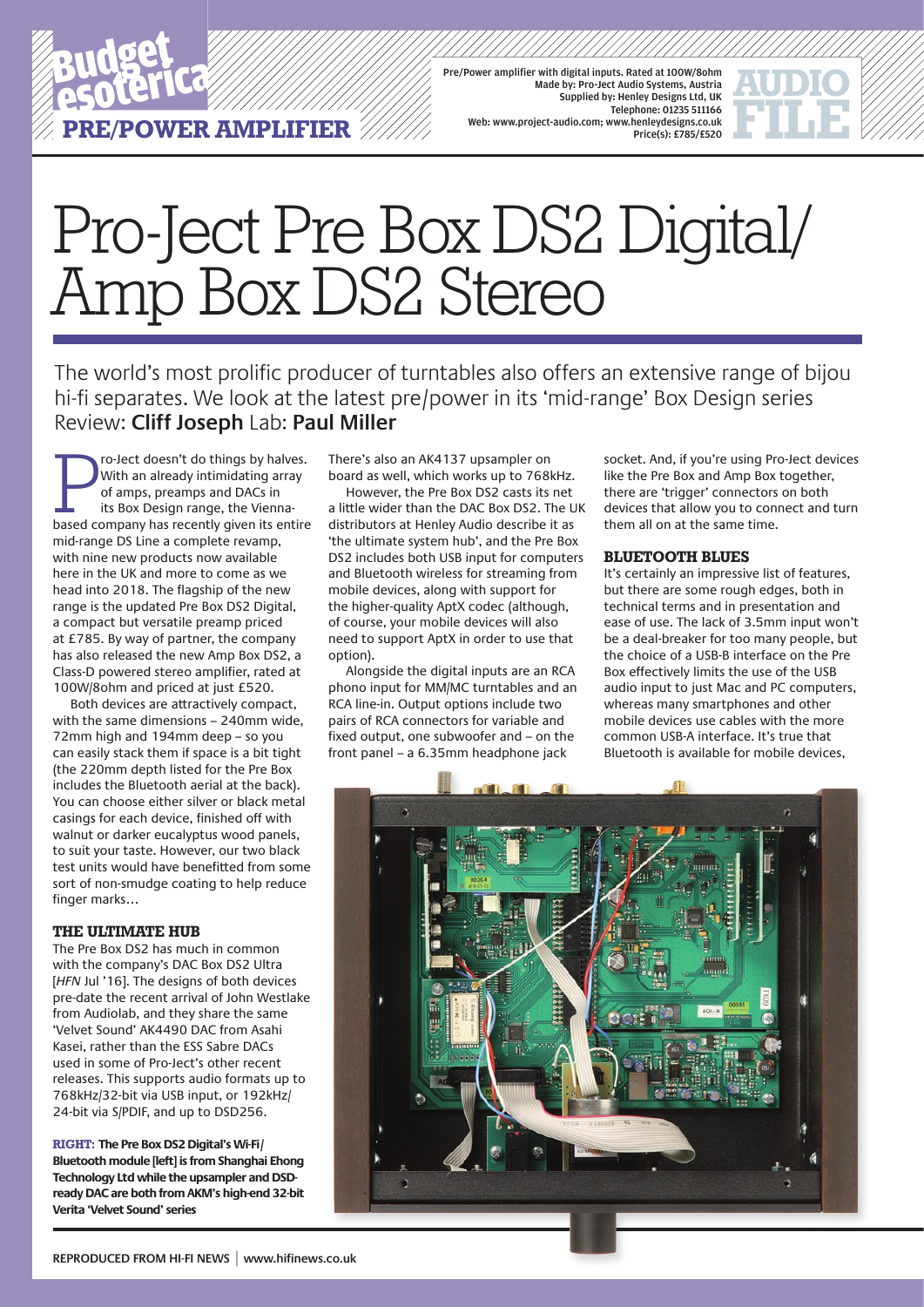Budget esoterica

PRE/POWER AMPLIFIER

Pre/Power amplifier with digital inputs. Rated at 100W/8ohm
Made by: Pro-Ject Audio Systems, Austria
Supplied by: Henley Designs Ltd, UK
Telephone: 01235 511166
Web: www.project-audio.com; www.henleydesigns.co.uk
Price(s): £785/£520

AUDIO FILE

# Pro-Ject Pre Box DS2 Digital/ Amp Box DS2 Stereo

The world's most prolific producer of turntables also offers an extensive range of bijou hi-fi separates. We look at the latest pre/power in its 'mid-range' Box Design series
Review: **Cliff Joseph** Lab: **Paul Miller**

Pro-Ject doesn't do things by halves. With an already intimidating array of amps, preamps and DACs in its Box Design range, the Vienna-based company has recently given its entire mid-range DS Line a complete revamp, with nine new products now available here in the UK and more to come as we head into 2018. The flagship of the new range is the updated Pre Box DS2 Digital, a compact but versatile preamp priced at £785. By way of partner, the company has also released the new Amp Box DS2, a Class-D powered stereo amplifier, rated at 100W/8ohm and priced at just £520.

Both devices are attractively compact, with the same dimensions – 240mm wide, 72mm high and 194mm deep – so you can easily stack them if space is a bit tight (the 220mm depth listed for the Pre Box includes the Bluetooth aerial at the back). You can choose either silver or black metal casings for each device, finished off with walnut or darker eucalyptus wood panels, to suit your taste. However, our two black test units would have benefitted from some sort of non-smudge coating to help reduce finger marks…

## THE ULTIMATE HUB

The Pre Box DS2 has much in common with the company's DAC Box DS2 Ultra [*HFN* Jul '16]. The designs of both devices pre-date the recent arrival of John Westlake from Audiolab, and they share the same 'Velvet Sound' AK4490 DAC from Asahi Kasei, rather than the ESS Sabre DACs used in some of Pro-Ject's other recent releases. This supports audio formats up to 768kHz/32-bit via USB input, or 192kHz/24-bit via S/PDIF, and up to DSD256.

**RIGHT: The Pre Box DS2 Digital's Wi-Fi/Bluetooth module [left] is from Shanghai Ehong Technology Ltd while the upsampler and DSD-ready DAC are both from AKM's high-end 32-bit Verita 'Velvet Sound' series**

There's also an AK4137 upsampler on board as well, which works up to 768kHz.

However, the Pre Box DS2 casts its net a little wider than the DAC Box DS2. The UK distributors at Henley Audio describe it as 'the ultimate system hub', and the Pre Box DS2 includes both USB input for computers and Bluetooth wireless for streaming from mobile devices, along with support for the higher-quality AptX codec (although, of course, your mobile devices will also need to support AptX in order to use that option).

Alongside the digital inputs are an RCA phono input for MM/MC turntables and an RCA line-in. Output options include two pairs of RCA connectors for variable and fixed output, one subwoofer and – on the front panel – a 6.35mm headphone jack socket. And, if you're using Pro-Ject devices like the Pre Box and Amp Box together, there are 'trigger' connectors on both devices that allow you to connect and turn them all on at the same time.

## BLUETOOTH BLUES

It's certainly an impressive list of features, but there are some rough edges, both in technical terms and in presentation and ease of use. The lack of 3.5mm input won't be a deal-breaker for too many people, but the choice of a USB-B interface on the Pre Box effectively limits the use of the USB audio input to just Mac and PC computers, whereas many smartphones and other mobile devices use cables with the more common USB-A interface. It's true that Bluetooth is available for mobile devices,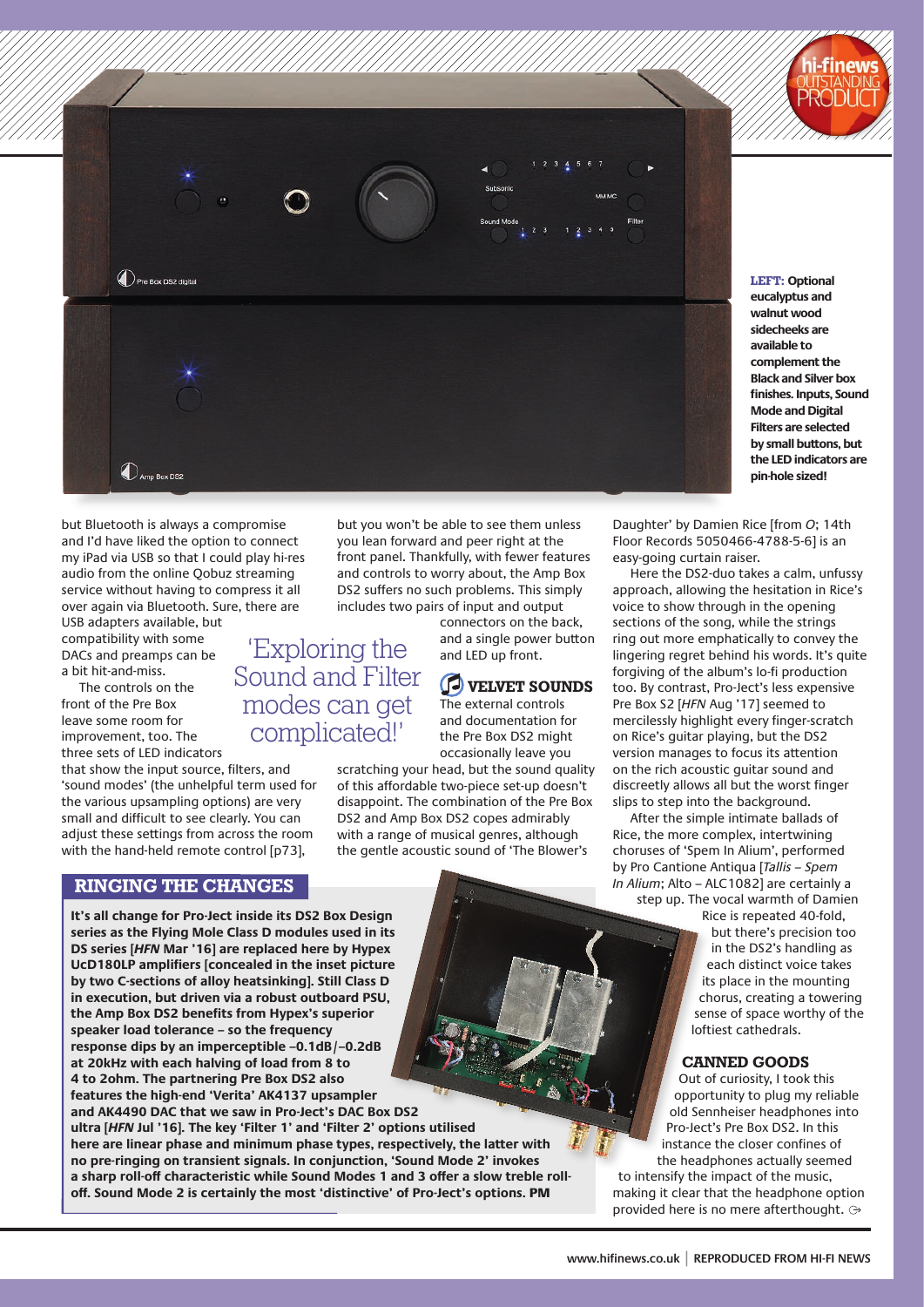**LEFT:** Optional eucalyptus and walnut wood sidecheeks are available to complement the Black and Silver box finishes. Inputs, Sound Mode and Digital Filters are selected by small buttons, but the LED indicators are pin-hole sized!

but Bluetooth is always a compromise and I'd have liked the option to connect my iPad via USB so that I could play hi-res audio from the online Qobuz streaming service without having to compress it all over again via Bluetooth. Sure, there are USB adapters available, but compatibility with some DACs and preamps can be a bit hit-and-miss.

The controls on the front of the Pre Box leave some room for improvement, too. The three sets of LED indicators that show the input source, filters, and 'sound modes' (the unhelpful term used for the various upsampling options) are very small and difficult to see clearly. You can adjust these settings from across the room with the hand-held remote control [p73], but you won't be able to see them unless you lean forward and peer right at the front panel. Thankfully, with fewer features and controls to worry about, the Amp Box DS2 suffers no such problems. This simply includes two pairs of input and output connectors on the back, and a single power button and LED up front.

> 'Exploring the Sound and Filter modes can get complicated!'

## VELVET SOUNDS

The external controls and documentation for the Pre Box DS2 might occasionally leave you scratching your head, but the sound quality of this affordable two-piece set-up doesn't disappoint. The combination of the Pre Box DS2 and Amp Box DS2 copes admirably with a range of musical genres, although the gentle acoustic sound of 'The Blower's Daughter' by Damien Rice [from *O*; 14th Floor Records 5050466-4788-5-6] is an easy-going curtain raiser.

Here the DS2-duo takes a calm, unfussy approach, allowing the hesitation in Rice's voice to show through in the opening sections of the song, while the strings ring out more emphatically to convey the lingering regret behind his words. It's quite forgiving of the album's lo-fi production too. By contrast, Pro-Ject's less expensive Pre Box S2 [*HFN* Aug '17] seemed to mercilessly highlight every finger-scratch on Rice's guitar playing, but the DS2 version manages to focus its attention on the rich acoustic guitar sound and discreetly allows all but the worst finger slips to step into the background.

After the simple intimate ballads of Rice, the more complex, intertwining choruses of 'Spem In Alium', performed by Pro Cantione Antiqua [*Tallis – Spem In Alium*; Alto – ALC1082] are certainly a step up. The vocal warmth of Damien Rice is repeated 40-fold, but there's precision too in the DS2's handling as each distinct voice takes its place in the mounting chorus, creating a towering sense of space worthy of the loftiest cathedrals.

## CANNED GOODS

Out of curiosity, I took this opportunity to plug my reliable old Sennheiser headphones into Pro-Ject's Pre Box DS2. In this instance the closer confines of the headphones actually seemed to intensify the impact of the music, making it clear that the headphone option provided here is no mere afterthought. ⇾

## RINGING THE CHANGES

**It's all change for Pro-Ject inside its DS2 Box Design series as the Flying Mole Class D modules used in its DS series [*HFN* Mar '16] are replaced here by Hypex UcD180LP amplifiers [concealed in the inset picture by two C-sections of alloy heatsinking]. Still Class D in execution, but driven via a robust outboard PSU, the Amp Box DS2 benefits from Hypex's superior speaker load tolerance – so the frequency response dips by an imperceptible –0.1dB/–0.2dB at 20kHz with each halving of load from 8 to 4 to 2ohm. The partnering Pre Box DS2 also features the high-end 'Verita' AK4137 upsampler and AK4490 DAC that we saw in Pro-Ject's DAC Box DS2 ultra [*HFN* Jul '16]. The key 'Filter 1' and 'Filter 2' options utilised here are linear phase and minimum phase types, respectively, the latter with no pre-ringing on transient signals. In conjunction, 'Sound Mode 2' invokes a sharp roll-off characteristic while Sound Modes 1 and 3 offer a slow treble roll-off. Sound Mode 2 is certainly the most 'distinctive' of Pro-Ject's options. PM**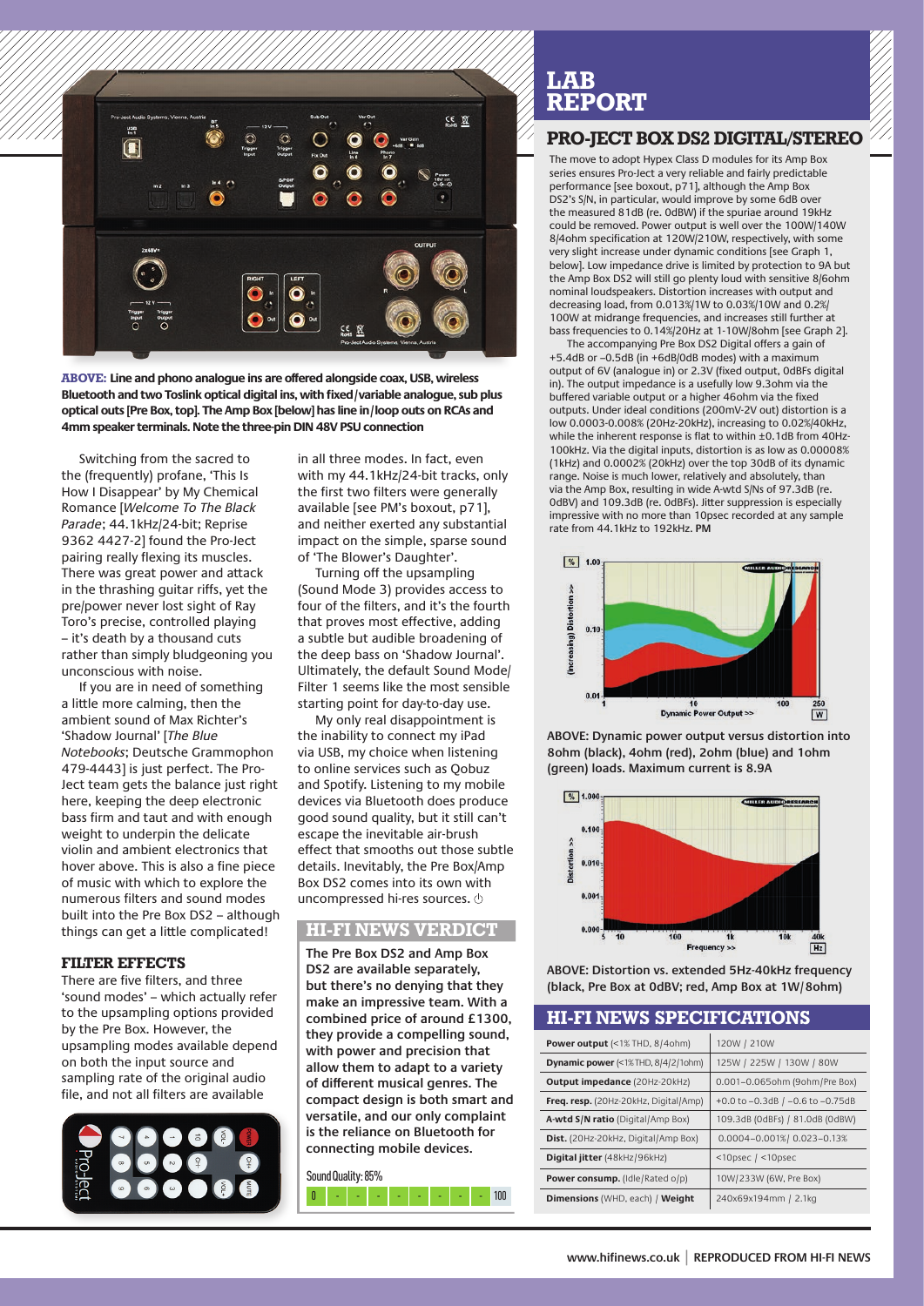**ABOVE:** Line and phono analogue ins are offered alongside coax, USB, wireless Bluetooth and two Toslink optical digital ins, with fixed/variable analogue, sub plus optical outs [Pre Box, top]. The Amp Box [below] has line in/loop outs on RCAs and 4mm speaker terminals. Note the three-pin DIN 48V PSU connection

Switching from the sacred to the (frequently) profane, 'This Is How I Disappear' by My Chemical Romance [*Welcome To The Black Parade*; 44.1kHz/24-bit; Reprise 9362 4427-2] found the Pro-Ject pairing really flexing its muscles. There was great power and attack in the thrashing guitar riffs, yet the pre/power never lost sight of Ray Toro's precise, controlled playing – it's death by a thousand cuts rather than simply bludgeoning you unconscious with noise.

If you are in need of something a little more calming, then the ambient sound of Max Richter's 'Shadow Journal' [*The Blue Notebooks*; Deutsche Grammophon 479-4443] is just perfect. The Pro-Ject team gets the balance just right here, keeping the deep electronic bass firm and taut and with enough weight to underpin the delicate violin and ambient electronics that hover above. This is also a fine piece of music with which to explore the numerous filters and sound modes built into the Pre Box DS2 – although things can get a little complicated!

### FILTER EFFECTS

There are five filters, and three 'sound modes' – which actually refer to the upsampling options provided by the Pre Box. However, the upsampling modes available depend on both the input source and sampling rate of the original audio file, and not all filters are available in all three modes. In fact, even with my 44.1kHz/24-bit tracks, only the first two filters were generally available [see PM's boxout, p71], and neither exerted any substantial impact on the simple, sparse sound of 'The Blower's Daughter'.

Turning off the upsampling (Sound Mode 3) provides access to four of the filters, and it's the fourth that proves most effective, adding a subtle but audible broadening of the deep bass on 'Shadow Journal'. Ultimately, the default Sound Mode/Filter 1 seems like the most sensible starting point for day-to-day use.

My only real disappointment is the inability to connect my iPad via USB, my choice when listening to online services such as Qobuz and Spotify. Listening to my mobile devices via Bluetooth does produce good sound quality, but it still can't escape the inevitable air-brush effect that smooths out those subtle details. Inevitably, the Pre Box/Amp Box DS2 comes into its own with uncompressed hi-res sources.

## HI-FI NEWS VERDICT

**The Pro Box DS2 and Amp Box DS2 are available separately, but there's no denying that they make an impressive team. With a combined price of around £1300, they provide a compelling sound, with power and precision that allow them to adapt to a variety of different musical genres. The compact design is both smart and versatile, and our only complaint is the reliance on Bluetooth for connecting mobile devices.**

Sound Quality: 85%

0 - - - - - - - - - 100

# LAB REPORT

## PRO-JECT BOX DS2 DIGITAL/STEREO

The move to adopt Hypex Class D modules for its Amp Box series ensures Pro-Ject a very reliable and fairly predictable performance [see boxout, p71], although the Amp Box DS2's S/N, in particular, would improve by some 6dB over the measured 81dB (re. 0dBW) if the spuriae around 19kHz could be removed. Power output is well over the 100W/140W 8/4ohm specification at 120W/210W, respectively, with some very slight increase under dynamic conditions [see Graph 1, below]. Low impedance drive is limited by protection to 9A but the Amp Box DS2 will still go plenty loud with sensitive 8/6ohm nominal loudspeakers. Distortion increases with output and decreasing load, from 0.013%/1W to 0.03%/10W and 0.2%/100W at midrange frequencies, and increases still further at bass frequencies to 0.14%/20Hz at 1-10W/8ohm [see Graph 2].

The accompanying Pre Box DS2 Digital offers a gain of +5.4dB or –0.5dB (in +6dB/0dB modes) with a maximum output of 6V (analogue in) or 2.3V (fixed output, 0dBFs digital in). The output impedance is a usefully low 9.3ohm via the buffered variable output or a higher 46ohm via the fixed outputs. Under ideal conditions (200mV-2V out) distortion is a low 0.0003-0.008% (20Hz-20kHz), increasing to 0.02%/40kHz, while the inherent response is flat to within ±0.1dB from 40Hz-100kHz. Via the digital inputs, distortion is as low as 0.00008% (1kHz) and 0.0002% (20kHz) over the top 30dB of its dynamic range. Noise is much lower, relatively and absolutely, than via the Amp Box, resulting in wide A-wtd S/Ns of 97.3dB (re. 0dBV) and 109.3dB (re. 0dBFs). Jitter suppression is especially impressive with no more than 10psec recorded at any sample rate from 44.1kHz to 192kHz. **PM**

% 1.00
0.10
0.01
(Increasing) Distortion >>
1 10 100 250
Dynamic Power Output >>
W
MILLER AUDIO RESEARCH

ABOVE: Dynamic power output versus distortion into 8ohm (black), 4ohm (red), 2ohm (blue) and 1ohm (green) loads. Maximum current is 8.9A

% 1.000
0.100
0.010
0.001
0.000
Distortion >>
5 10 100 1k 10k 40k
Frequency >>
Hz
MILLER AUDIO RESEARCH

ABOVE: Distortion vs. extended 5Hz-40kHz frequency (black, Pre Box at 0dBV; red, Amp Box at 1W/8ohm)

## HI-FI NEWS SPECIFICATIONS

| | |
|---|---|
| **Power output** (<1% THD, 8/4ohm) | 120W / 210W |
| **Dynamic power** (<1% THD, 8/4/2/1ohm) | 125W / 225W / 130W / 80W |
| **Output impedance** (20Hz-20kHz) | 0.001–0.065ohm (9ohm/Pre Box) |
| **Freq. resp.** (20Hz-20kHz, Digital/Amp) | +0.0 to –0.3dB / –0.6 to –0.75dB |
| **A-wtd S/N ratio** (Digital/Amp Box) | 109.3dB (0dBFs) / 81.0dB (0dBW) |
| **Dist.** (20Hz-20kHz, Digital/Amp Box) | 0.0004–0.001% / 0.023–0.13% |
| **Digital jitter** (48kHz/96kHz) | <10psec / <10psec |
| **Power consump.** (Idle/Rated o/p) | 10W/233W (6W, Pre Box) |
| **Dimensions** (WHD, each) / **Weight** | 240x69x194mm / 2.1kg |